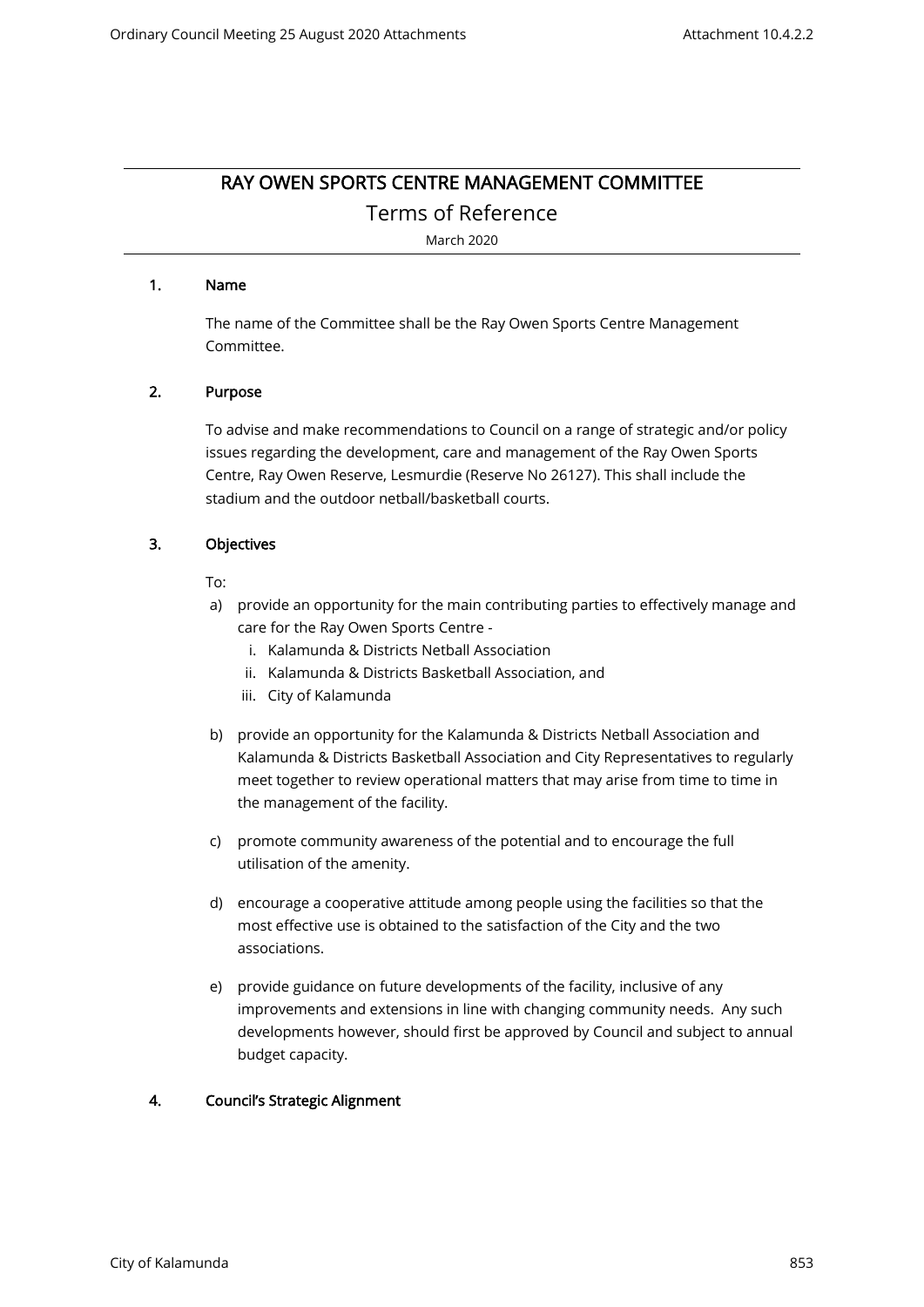# RAY OWEN SPORTS CENTRE MANAGEMENT COMMITTEE

## Terms of Reference

March 2020

### 1. Name

The name of the Committee shall be the Ray Owen Sports Centre Management Committee.

### 2. Purpose

To advise and make recommendations to Council on a range of strategic and/or policy issues regarding the development, care and management of the Ray Owen Sports Centre, Ray Owen Reserve, Lesmurdie (Reserve No 26127). This shall include the stadium and the outdoor netball/basketball courts.

### 3. Objectives

To:

a) provide an opportunity for the main contributing parties to effectively manage and care for the Ray Owen Sports Centre -
   i. Kalamunda & Districts Netball Association
   ii. Kalamunda & Districts Basketball Association, and
   iii. City of Kalamunda

b) provide an opportunity for the Kalamunda & Districts Netball Association and Kalamunda & Districts Basketball Association and City Representatives to regularly meet together to review operational matters that may arise from time to time in the management of the facility.

c) promote community awareness of the potential and to encourage the full utilisation of the amenity.

d) encourage a cooperative attitude among people using the facilities so that the most effective use is obtained to the satisfaction of the City and the two associations.

e) provide guidance on future developments of the facility, inclusive of any improvements and extensions in line with changing community needs. Any such developments however, should first be approved by Council and subject to annual budget capacity.

### 4. Council's Strategic Alignment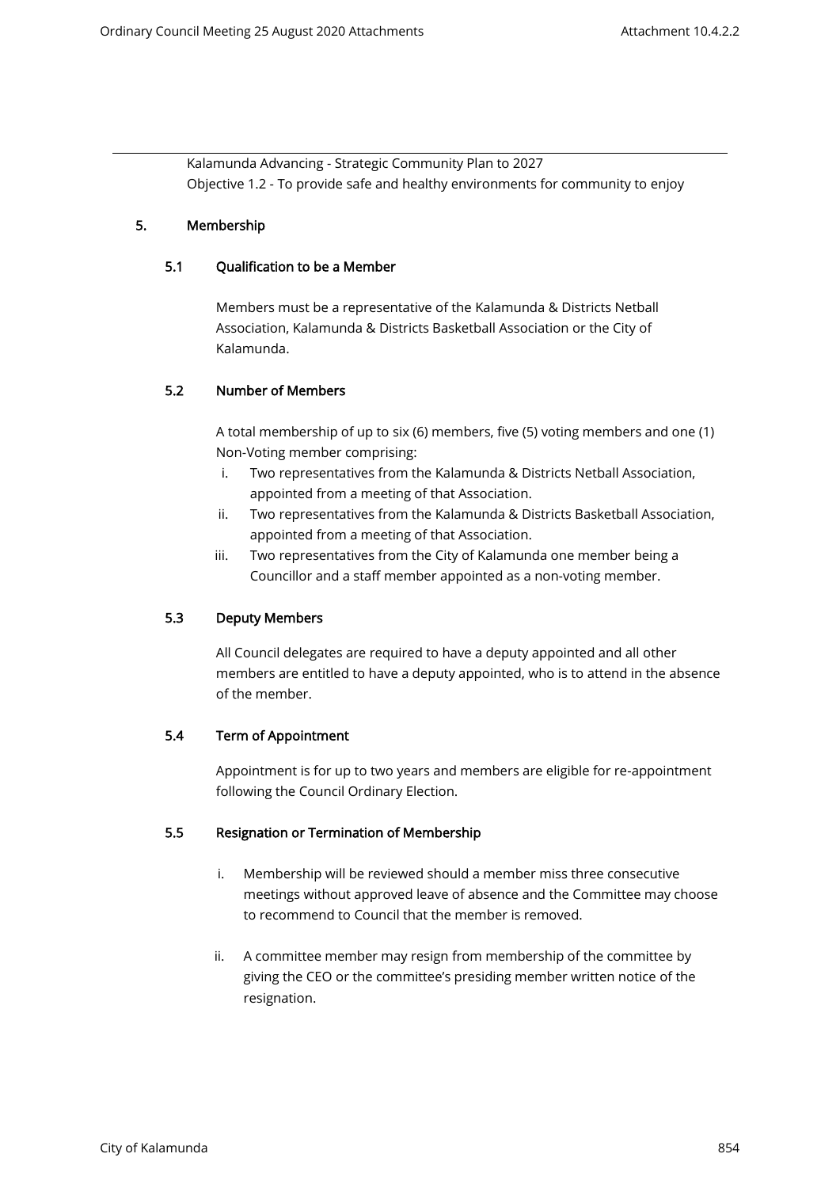Kalamunda Advancing - Strategic Community Plan to 2027
Objective 1.2 - To provide safe and healthy environments for community to enjoy

## 5. Membership

### 5.1 Qualification to be a Member

Members must be a representative of the Kalamunda & Districts Netball Association, Kalamunda & Districts Basketball Association or the City of Kalamunda.

### 5.2 Number of Members

A total membership of up to six (6) members, five (5) voting members and one (1) Non-Voting member comprising:

i. Two representatives from the Kalamunda & Districts Netball Association, appointed from a meeting of that Association.
ii. Two representatives from the Kalamunda & Districts Basketball Association, appointed from a meeting of that Association.
iii. Two representatives from the City of Kalamunda one member being a Councillor and a staff member appointed as a non-voting member.

### 5.3 Deputy Members

All Council delegates are required to have a deputy appointed and all other members are entitled to have a deputy appointed, who is to attend in the absence of the member.

### 5.4 Term of Appointment

Appointment is for up to two years and members are eligible for re-appointment following the Council Ordinary Election.

### 5.5 Resignation or Termination of Membership

i. Membership will be reviewed should a member miss three consecutive meetings without approved leave of absence and the Committee may choose to recommend to Council that the member is removed.

ii. A committee member may resign from membership of the committee by giving the CEO or the committee's presiding member written notice of the resignation.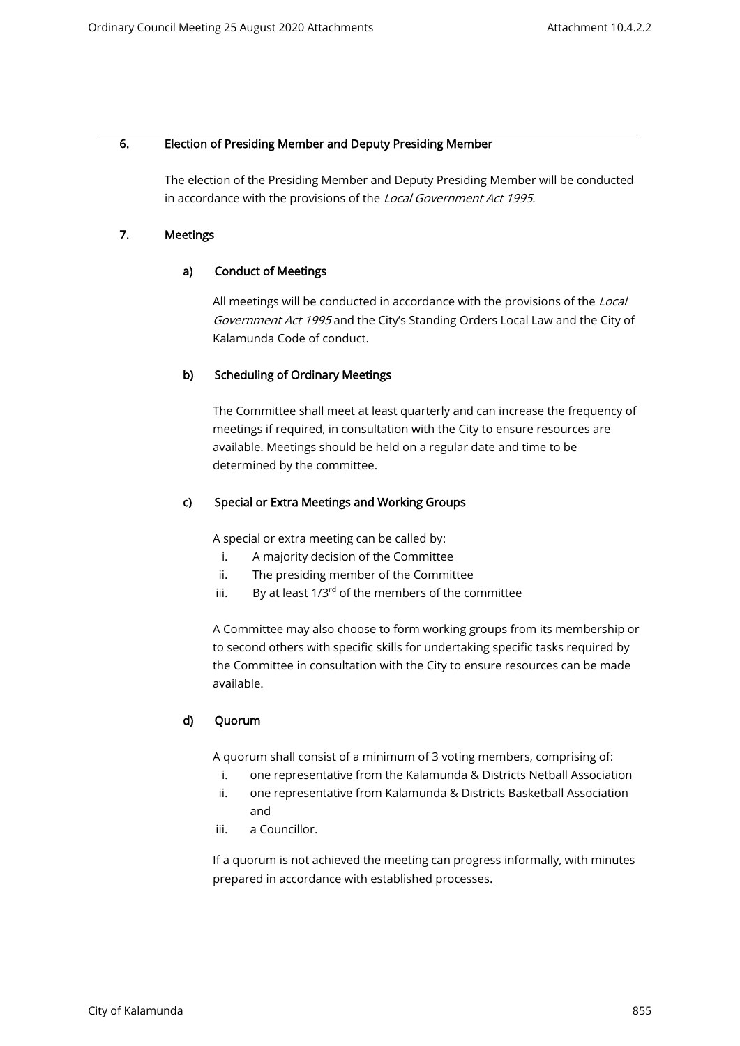## 6. Election of Presiding Member and Deputy Presiding Member

The election of the Presiding Member and Deputy Presiding Member will be conducted in accordance with the provisions of the *Local Government Act 1995*.

## 7. Meetings

### a) Conduct of Meetings

All meetings will be conducted in accordance with the provisions of the *Local Government Act 1995* and the City's Standing Orders Local Law and the City of Kalamunda Code of conduct.

### b) Scheduling of Ordinary Meetings

The Committee shall meet at least quarterly and can increase the frequency of meetings if required, in consultation with the City to ensure resources are available. Meetings should be held on a regular date and time to be determined by the committee.

### c) Special or Extra Meetings and Working Groups

A special or extra meeting can be called by:

i. A majority decision of the Committee
ii. The presiding member of the Committee
iii. By at least 1/3rd of the members of the committee

A Committee may also choose to form working groups from its membership or to second others with specific skills for undertaking specific tasks required by the Committee in consultation with the City to ensure resources can be made available.

### d) Quorum

A quorum shall consist of a minimum of 3 voting members, comprising of:

i. one representative from the Kalamunda & Districts Netball Association
ii. one representative from Kalamunda & Districts Basketball Association and
iii. a Councillor.

If a quorum is not achieved the meeting can progress informally, with minutes prepared in accordance with established processes.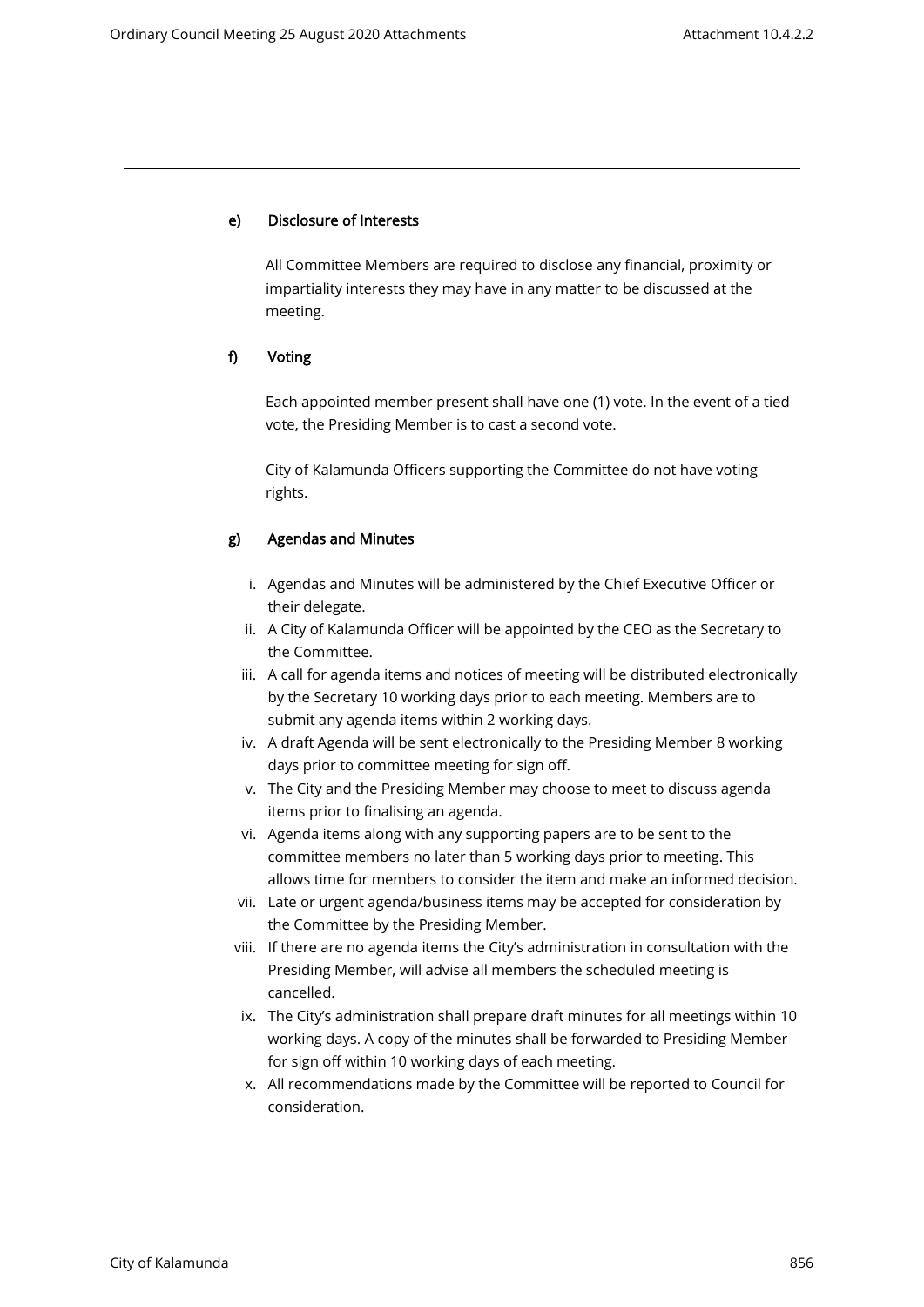#### e) Disclosure of Interests

All Committee Members are required to disclose any financial, proximity or impartiality interests they may have in any matter to be discussed at the meeting.

#### f) Voting

Each appointed member present shall have one (1) vote. In the event of a tied vote, the Presiding Member is to cast a second vote.

City of Kalamunda Officers supporting the Committee do not have voting rights.

#### g) Agendas and Minutes

i. Agendas and Minutes will be administered by the Chief Executive Officer or their delegate.
ii. A City of Kalamunda Officer will be appointed by the CEO as the Secretary to the Committee.
iii. A call for agenda items and notices of meeting will be distributed electronically by the Secretary 10 working days prior to each meeting. Members are to submit any agenda items within 2 working days.
iv. A draft Agenda will be sent electronically to the Presiding Member 8 working days prior to committee meeting for sign off.
v. The City and the Presiding Member may choose to meet to discuss agenda items prior to finalising an agenda.
vi. Agenda items along with any supporting papers are to be sent to the committee members no later than 5 working days prior to meeting. This allows time for members to consider the item and make an informed decision.
vii. Late or urgent agenda/business items may be accepted for consideration by the Committee by the Presiding Member.
viii. If there are no agenda items the City's administration in consultation with the Presiding Member, will advise all members the scheduled meeting is cancelled.
ix. The City's administration shall prepare draft minutes for all meetings within 10 working days. A copy of the minutes shall be forwarded to Presiding Member for sign off within 10 working days of each meeting.
x. All recommendations made by the Committee will be reported to Council for consideration.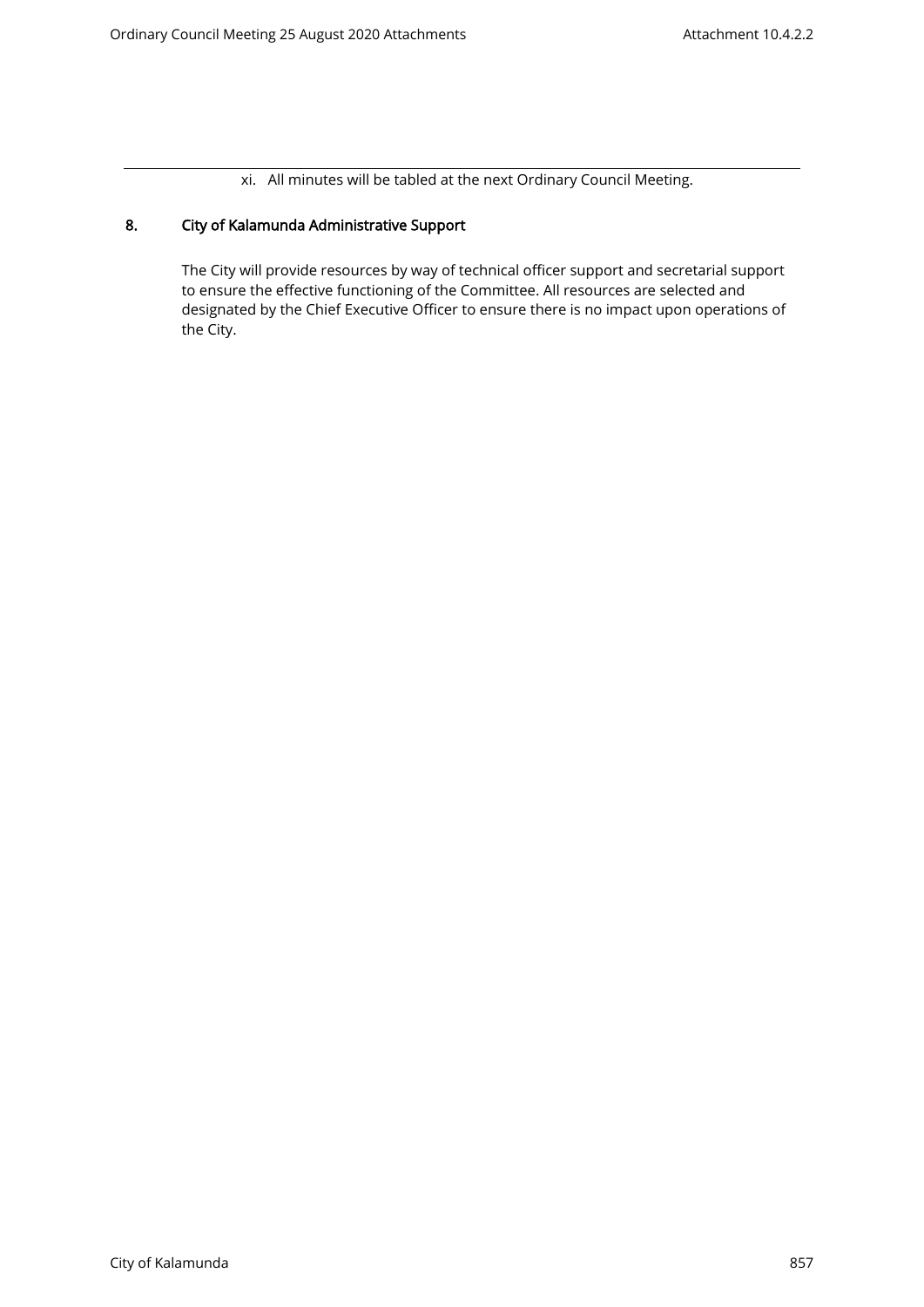xi. All minutes will be tabled at the next Ordinary Council Meeting.

## 8. City of Kalamunda Administrative Support

The City will provide resources by way of technical officer support and secretarial support to ensure the effective functioning of the Committee. All resources are selected and designated by the Chief Executive Officer to ensure there is no impact upon operations of the City.